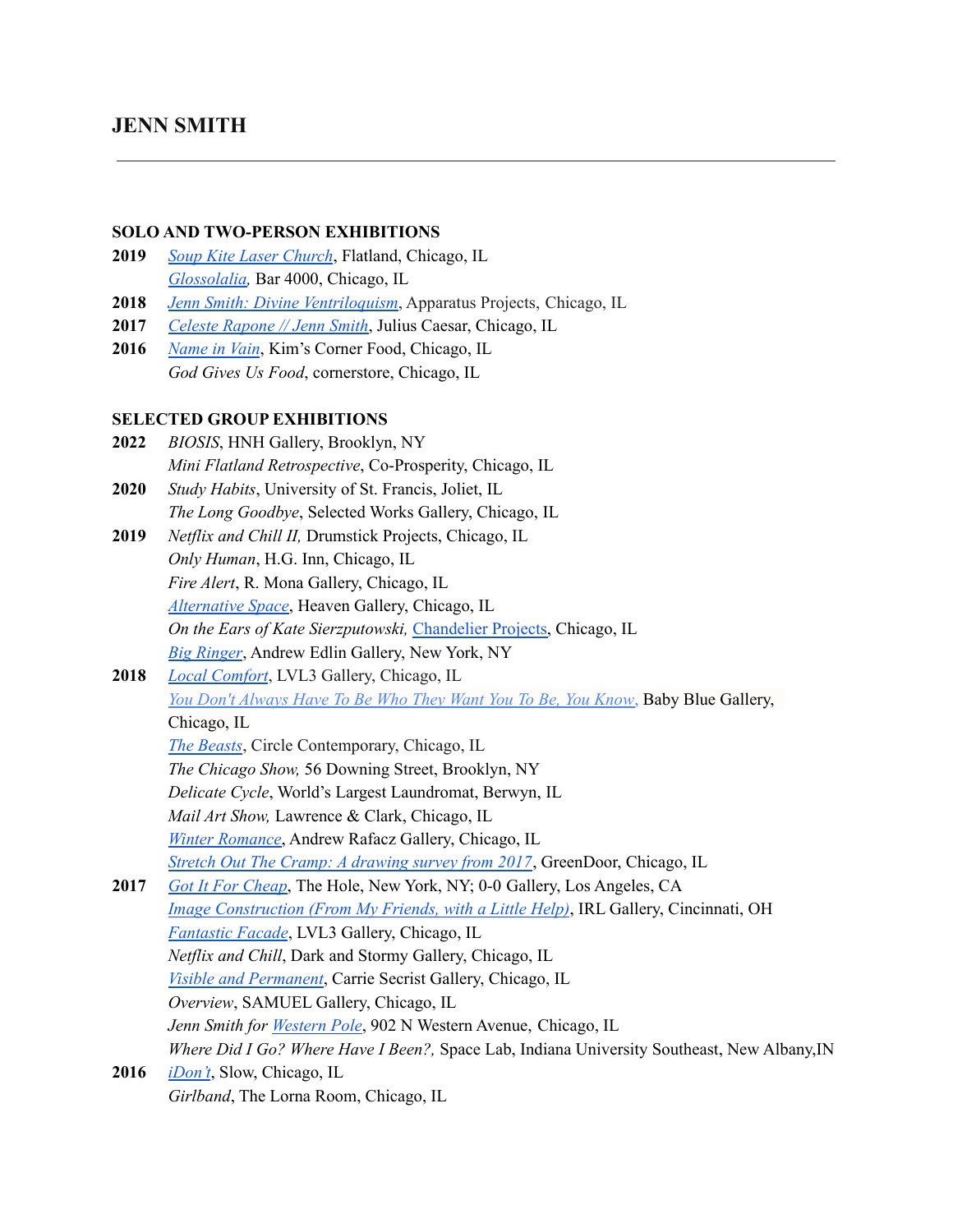# JENN SMITH

---

## SOLO AND TWO-PERSON EXHIBITIONS

**2019** *Soup Kite Laser Church*, Flatland, Chicago, IL
*Glossolalia*, Bar 4000, Chicago, IL

**2018** *Jenn Smith: Divine Ventriloquism*, Apparatus Projects, Chicago, IL

**2017** *Celeste Rapone // Jenn Smith*, Julius Caesar, Chicago, IL

**2016** *Name in Vain*, Kim's Corner Food, Chicago, IL
*God Gives Us Food*, cornerstore, Chicago, IL

## SELECTED GROUP EXHIBITIONS

**2022** *BIOSIS*, HNH Gallery, Brooklyn, NY
*Mini Flatland Retrospective*, Co-Prosperity, Chicago, IL

**2020** *Study Habits*, University of St. Francis, Joliet, IL
*The Long Goodbye*, Selected Works Gallery, Chicago, IL

**2019** *Netflix and Chill II,* Drumstick Projects, Chicago, IL
*Only Human*, H.G. Inn, Chicago, IL
*Fire Alert*, R. Mona Gallery, Chicago, IL
*Alternative Space*, Heaven Gallery, Chicago, IL
*On the Ears of Kate Sierzputowski,* Chandelier Projects, Chicago, IL
*Big Ringer*, Andrew Edlin Gallery, New York, NY

**2018** *Local Comfort*, LVL3 Gallery, Chicago, IL
*You Don't Always Have To Be Who They Want You To Be, You Know,* Baby Blue Gallery, Chicago, IL
*The Beasts*, Circle Contemporary, Chicago, IL
*The Chicago Show,* 56 Downing Street, Brooklyn, NY
*Delicate Cycle*, World's Largest Laundromat, Berwyn, IL
*Mail Art Show,* Lawrence & Clark, Chicago, IL
*Winter Romance*, Andrew Rafacz Gallery, Chicago, IL
*Stretch Out The Cramp: A drawing survey from 2017*, GreenDoor, Chicago, IL

**2017** *Got It For Cheap*, The Hole, New York, NY; 0-0 Gallery, Los Angeles, CA
*Image Construction (From My Friends, with a Little Help)*, IRL Gallery, Cincinnati, OH
*Fantastic Facade*, LVL3 Gallery, Chicago, IL
*Netflix and Chill*, Dark and Stormy Gallery, Chicago, IL
*Visible and Permanent*, Carrie Secrist Gallery, Chicago, IL
*Overview*, SAMUEL Gallery, Chicago, IL
*Jenn Smith for Western Pole*, 902 N Western Avenue, Chicago, IL
*Where Did I Go? Where Have I Been?,* Space Lab, Indiana University Southeast, New Albany,IN

**2016** *iDon't*, Slow, Chicago, IL
*Girlband*, The Lorna Room, Chicago, IL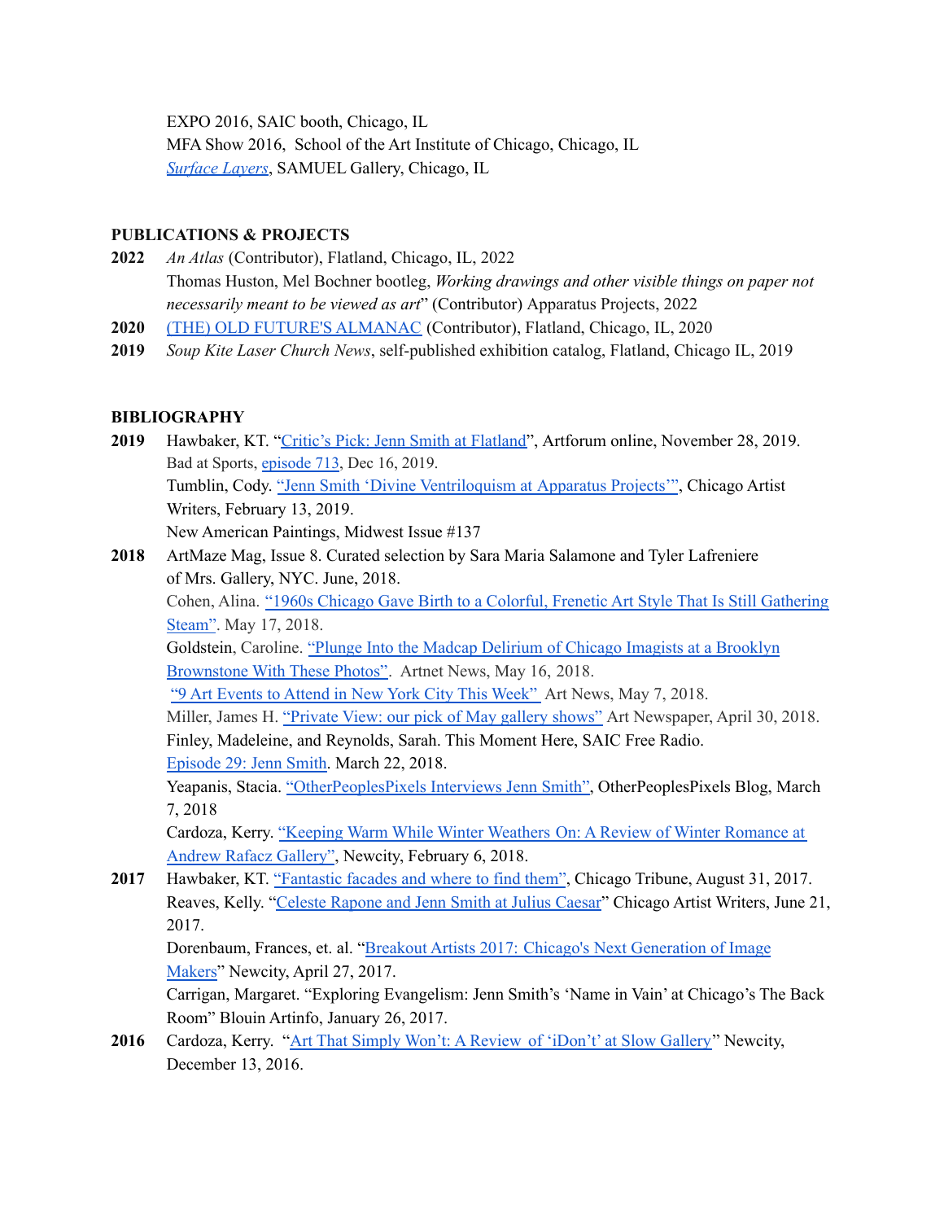EXPO 2016, SAIC booth, Chicago, IL
MFA Show 2016, School of the Art Institute of Chicago, Chicago, IL
*Surface Layers*, SAMUEL Gallery, Chicago, IL

## PUBLICATIONS & PROJECTS

**2022** *An Atlas* (Contributor), Flatland, Chicago, IL, 2022
Thomas Huston, Mel Bochner bootleg, *Working drawings and other visible things on paper not necessarily meant to be viewed as art*" (Contributor) Apparatus Projects, 2022

**2020** (THE) OLD FUTURE'S ALMANAC (Contributor), Flatland, Chicago, IL, 2020

**2019** *Soup Kite Laser Church News*, self-published exhibition catalog, Flatland, Chicago IL, 2019

## BIBLIOGRAPHY

**2019** Hawbaker, KT. "Critic's Pick: Jenn Smith at Flatland", Artforum online, November 28, 2019.
Bad at Sports, episode 713, Dec 16, 2019.
Tumblin, Cody. "Jenn Smith 'Divine Ventriloquism at Apparatus Projects'", Chicago Artist Writers, February 13, 2019.
New American Paintings, Midwest Issue #137

**2018** ArtMaze Mag, Issue 8. Curated selection by Sara Maria Salamone and Tyler Lafreniere of Mrs. Gallery, NYC. June, 2018.
Cohen, Alina. "1960s Chicago Gave Birth to a Colorful, Frenetic Art Style That Is Still Gathering Steam". May 17, 2018.
Goldstein, Caroline. "Plunge Into the Madcap Delirium of Chicago Imagists at a Brooklyn Brownstone With These Photos". Artnet News, May 16, 2018.
"9 Art Events to Attend in New York City This Week" Art News, May 7, 2018.
Miller, James H. "Private View: our pick of May gallery shows" Art Newspaper, April 30, 2018.
Finley, Madeleine, and Reynolds, Sarah. This Moment Here, SAIC Free Radio. Episode 29: Jenn Smith. March 22, 2018.
Yeapanis, Stacia. "OtherPeoplesPixels Interviews Jenn Smith", OtherPeoplesPixels Blog, March 7, 2018
Cardoza, Kerry. "Keeping Warm While Winter Weathers On: A Review of Winter Romance at Andrew Rafacz Gallery", Newcity, February 6, 2018.

**2017** Hawbaker, KT. "Fantastic facades and where to find them", Chicago Tribune, August 31, 2017.
Reaves, Kelly. "Celeste Rapone and Jenn Smith at Julius Caesar" Chicago Artist Writers, June 21, 2017.
Dorenbaum, Frances, et. al. "Breakout Artists 2017: Chicago's Next Generation of Image Makers" Newcity, April 27, 2017.
Carrigan, Margaret. "Exploring Evangelism: Jenn Smith's 'Name in Vain' at Chicago's The Back Room" Blouin Artinfo, January 26, 2017.

**2016** Cardoza, Kerry. "Art That Simply Won't: A Review of 'iDon't' at Slow Gallery" Newcity, December 13, 2016.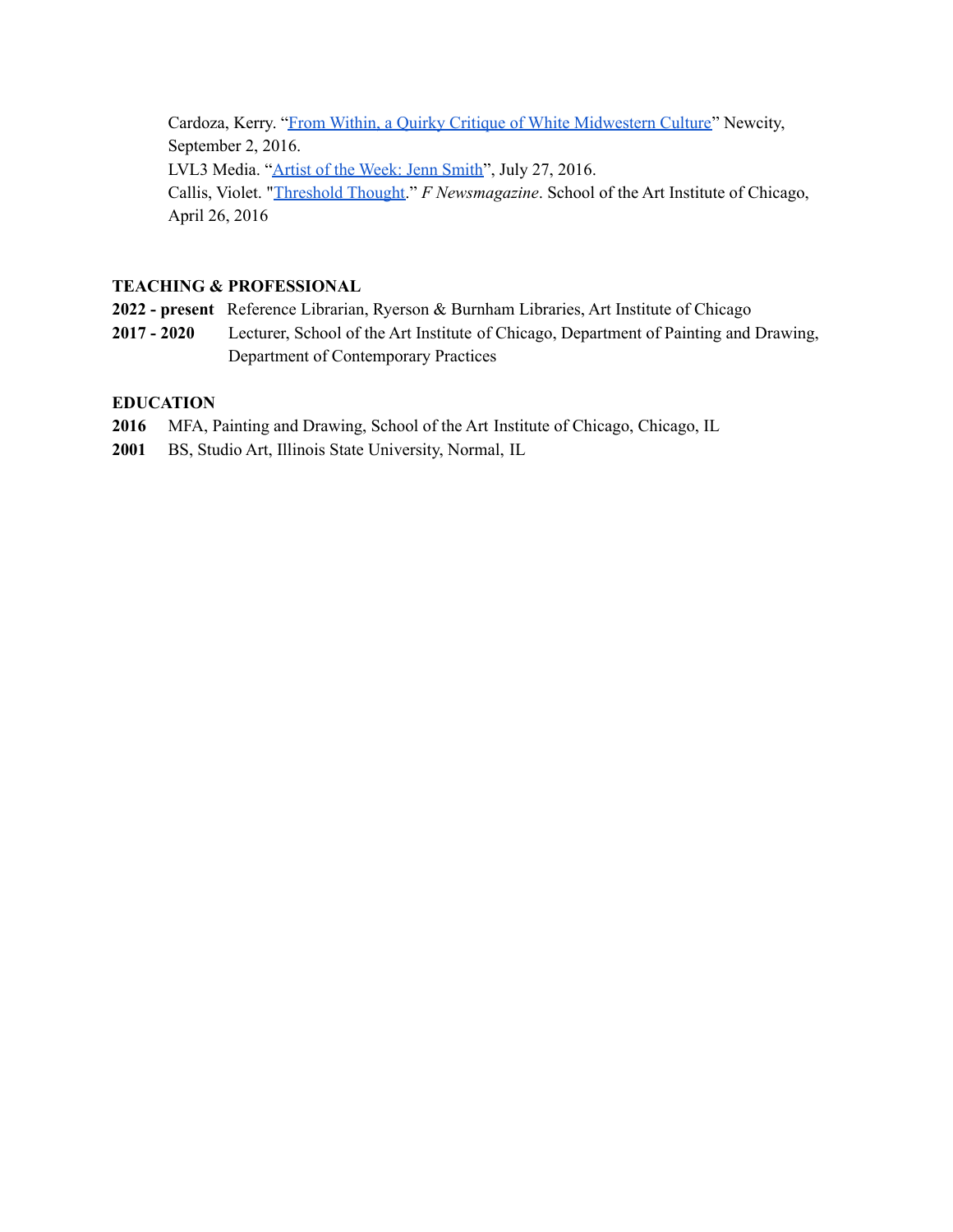Cardoza, Kerry. "From Within, a Quirky Critique of White Midwestern Culture" Newcity, September 2, 2016.
LVL3 Media. "Artist of the Week: Jenn Smith", July 27, 2016.
Callis, Violet. "Threshold Thought." *F Newsmagazine*. School of the Art Institute of Chicago, April 26, 2016

**TEACHING & PROFESSIONAL**

**2022 - present** Reference Librarian, Ryerson & Burnham Libraries, Art Institute of Chicago

**2017 - 2020** Lecturer, School of the Art Institute of Chicago, Department of Painting and Drawing, Department of Contemporary Practices

**EDUCATION**

**2016** MFA, Painting and Drawing, School of the Art Institute of Chicago, Chicago, IL

**2001** BS, Studio Art, Illinois State University, Normal, IL